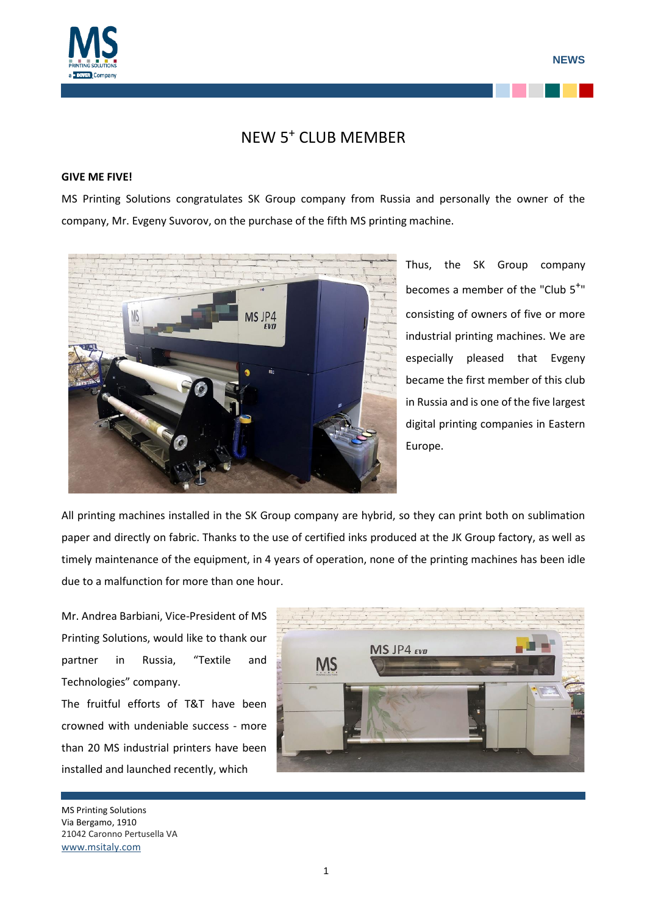NEWS

# NEW 5+ CLUB MEMBER

**GIVE ME FIVE!**

MS Printing Solutions congratulates SK Group company from Russia and personally the owner of the company, Mr. Evgeny Suvorov, on the purchase of the fifth MS printing machine.

Thus, the SK Group company becomes a member of the "Club 5+" consisting of owners of five or more industrial printing machines. We are especially pleased that Evgeny became the first member of this club in Russia and is one of the five largest digital printing companies in Eastern Europe.

All printing machines installed in the SK Group company are hybrid, so they can print both on sublimation paper and directly on fabric. Thanks to the use of certified inks produced at the JK Group factory, as well as timely maintenance of the equipment, in 4 years of operation, none of the printing machines has been idle due to a malfunction for more than one hour.

Mr. Andrea Barbiani, Vice-President of MS Printing Solutions, would like to thank our partner in Russia, "Textile and Technologies" company.

The fruitful efforts of T&T have been crowned with undeniable success - more than 20 MS industrial printers have been installed and launched recently, which

MS Printing Solutions
Via Bergamo, 1910
21042 Caronno Pertusella VA
www.msitaly.com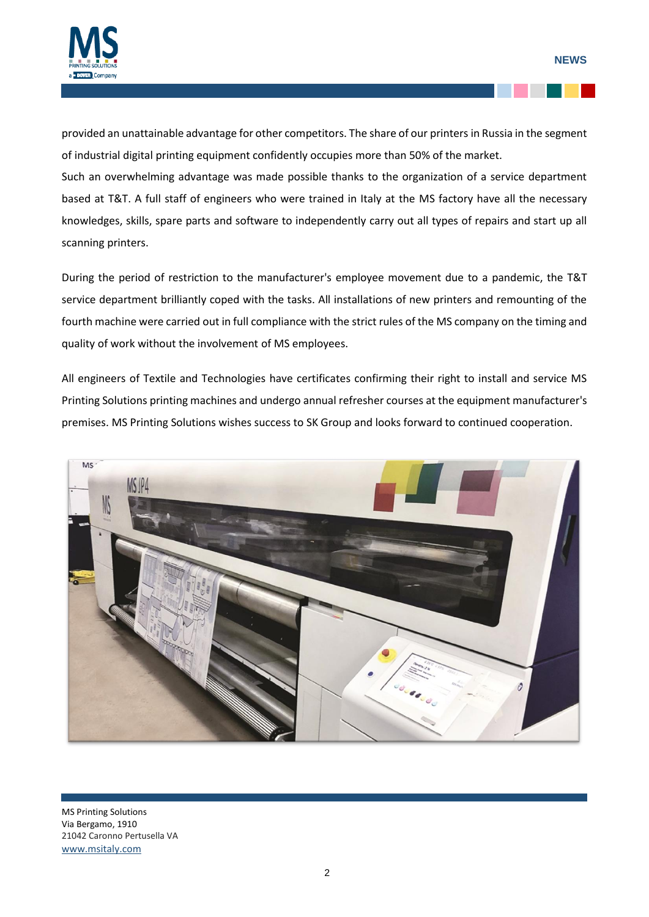provided an unattainable advantage for other competitors. The share of our printers in Russia in the segment of industrial digital printing equipment confidently occupies more than 50% of the market.
Such an overwhelming advantage was made possible thanks to the organization of a service department based at T&T. A full staff of engineers who were trained in Italy at the MS factory have all the necessary knowledges, skills, spare parts and software to independently carry out all types of repairs and start up all scanning printers.

During the period of restriction to the manufacturer's employee movement due to a pandemic, the T&T service department brilliantly coped with the tasks. All installations of new printers and remounting of the fourth machine were carried out in full compliance with the strict rules of the MS company on the timing and quality of work without the involvement of MS employees.

All engineers of Textile and Technologies have certificates confirming their right to install and service MS Printing Solutions printing machines and undergo annual refresher courses at the equipment manufacturer's premises. MS Printing Solutions wishes success to SK Group and looks forward to continued cooperation.

MS Printing Solutions
Via Bergamo, 1910
21042 Caronno Pertusella VA
www.msitaly.com